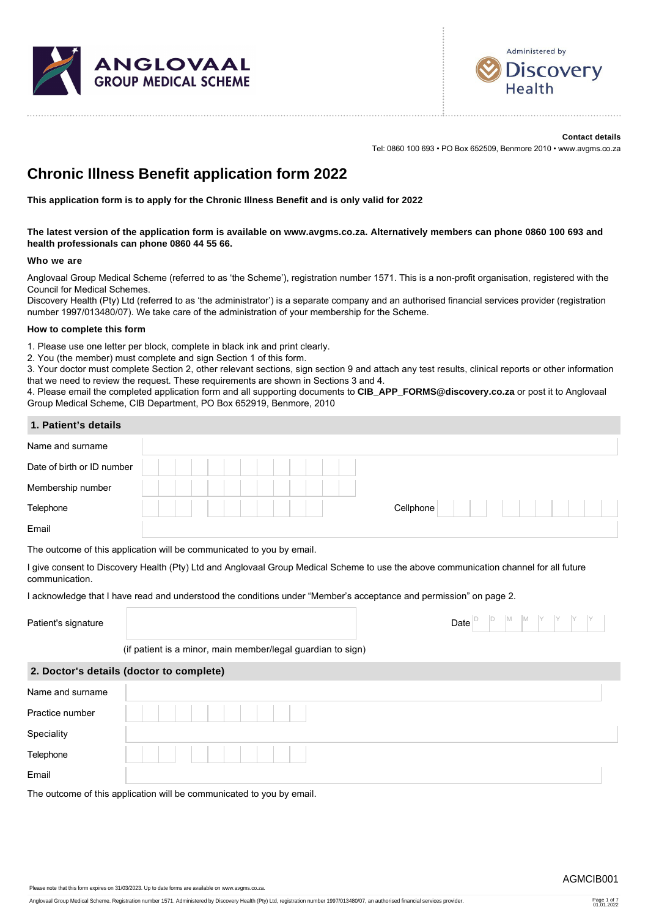ANGLOVAAL GROUP MEDICAL SCHEME

Administered by Discovery Health

**Contact details**

Tel: 0860 100 693 • PO Box 652509, Benmore 2010 • www.avgms.co.za

# Chronic Illness Benefit application form 2022

**This application form is to apply for the Chronic Illness Benefit and is only valid for 2022**

**The latest version of the application form is available on www.avgms.co.za. Alternatively members can phone 0860 100 693 and health professionals can phone 0860 44 55 66.**

### Who we are

Anglovaal Group Medical Scheme (referred to as 'the Scheme'), registration number 1571. This is a non-profit organisation, registered with the Council for Medical Schemes.

Discovery Health (Pty) Ltd (referred to as 'the administrator') is a separate company and an authorised financial services provider (registration number 1997/013480/07). We take care of the administration of your membership for the Scheme.

### How to complete this form

1. Please use one letter per block, complete in black ink and print clearly.
2. You (the member) must complete and sign Section 1 of this form.
3. Your doctor must complete Section 2, other relevant sections, sign section 9 and attach any test results, clinical reports or other information that we need to review the request. These requirements are shown in Sections 3 and 4.
4. Please email the completed application form and all supporting documents to **CIB_APP_FORMS@discovery.co.za** or post it to Anglovaal Group Medical Scheme, CIB Department, PO Box 652919, Benmore, 2010

## 1. Patient's details

| | | | |
|---|---|---|---|
| Name and surname | | | |
| Date of birth or ID number | | | |
| Membership number | | | |
| Telephone | | Cellphone | |
| Email | | | |

The outcome of this application will be communicated to you by email.

I give consent to Discovery Health (Pty) Ltd and Anglovaal Group Medical Scheme to use the above communication channel for all future communication.

I acknowledge that I have read and understood the conditions under "Member's acceptance and permission" on page 2.

| | | | |
|---|---|---|---|
| Patient's signature | | Date | D D M M Y Y Y Y |

(if patient is a minor, main member/legal guardian to sign)

## 2. Doctor's details (doctor to complete)

| | |
|---|---|
| Name and surname | |
| Practice number | |
| Speciality | |
| Telephone | |
| Email | |

The outcome of this application will be communicated to you by email.

AGMCIB001

Please note that this form expires on 31/03/2023. Up to date forms are available on www.avgms.co.za.

Anglovaal Group Medical Scheme. Registration number 1571. Administered by Discovery Health (Pty) Ltd, registration number 1997/013480/07, an authorised financial services provider.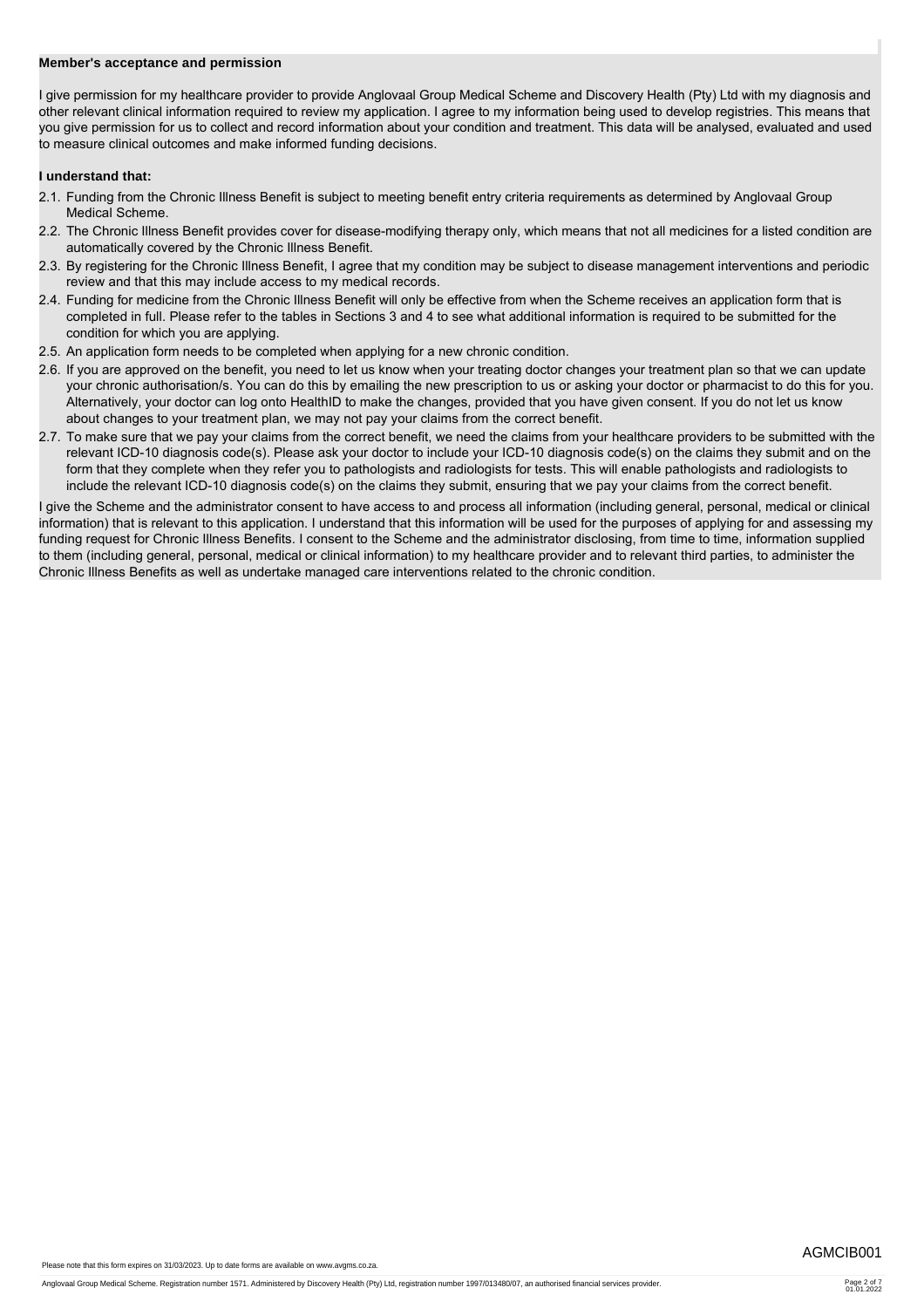**Member's acceptance and permission**

I give permission for my healthcare provider to provide Anglovaal Group Medical Scheme and Discovery Health (Pty) Ltd with my diagnosis and other relevant clinical information required to review my application. I agree to my information being used to develop registries. This means that you give permission for us to collect and record information about your condition and treatment. This data will be analysed, evaluated and used to measure clinical outcomes and make informed funding decisions.

**I understand that:**

2.1. Funding from the Chronic Illness Benefit is subject to meeting benefit entry criteria requirements as determined by Anglovaal Group Medical Scheme.

2.2. The Chronic Illness Benefit provides cover for disease-modifying therapy only, which means that not all medicines for a listed condition are automatically covered by the Chronic Illness Benefit.

2.3. By registering for the Chronic Illness Benefit, I agree that my condition may be subject to disease management interventions and periodic review and that this may include access to my medical records.

2.4. Funding for medicine from the Chronic Illness Benefit will only be effective from when the Scheme receives an application form that is completed in full. Please refer to the tables in Sections 3 and 4 to see what additional information is required to be submitted for the condition for which you are applying.

2.5. An application form needs to be completed when applying for a new chronic condition.

2.6. If you are approved on the benefit, you need to let us know when your treating doctor changes your treatment plan so that we can update your chronic authorisation/s. You can do this by emailing the new prescription to us or asking your doctor or pharmacist to do this for you. Alternatively, your doctor can log onto HealthID to make the changes, provided that you have given consent. If you do not let us know about changes to your treatment plan, we may not pay your claims from the correct benefit.

2.7. To make sure that we pay your claims from the correct benefit, we need the claims from your healthcare providers to be submitted with the relevant ICD-10 diagnosis code(s). Please ask your doctor to include your ICD-10 diagnosis code(s) on the claims they submit and on the form that they complete when they refer you to pathologists and radiologists for tests. This will enable pathologists and radiologists to include the relevant ICD-10 diagnosis code(s) on the claims they submit, ensuring that we pay your claims from the correct benefit.

I give the Scheme and the administrator consent to have access to and process all information (including general, personal, medical or clinical information) that is relevant to this application. I understand that this information will be used for the purposes of applying for and assessing my funding request for Chronic Illness Benefits. I consent to the Scheme and the administrator disclosing, from time to time, information supplied to them (including general, personal, medical or clinical information) to my healthcare provider and to relevant third parties, to administer the Chronic Illness Benefits as well as undertake managed care interventions related to the chronic condition.

AGMCIB001

Please note that this form expires on 31/03/2023. Up to date forms are available on www.avgms.co.za.

Anglovaal Group Medical Scheme. Registration number 1571. Administered by Discovery Health (Pty) Ltd, registration number 1997/013480/07, an authorised financial services provider.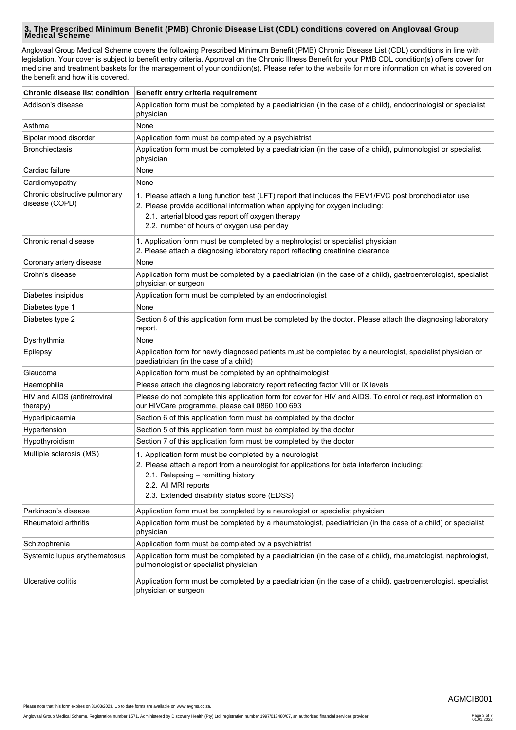## 3. The Prescribed Minimum Benefit (PMB) Chronic Disease List (CDL) conditions covered on Anglovaal Group Medical Scheme

Anglovaal Group Medical Scheme covers the following Prescribed Minimum Benefit (PMB) Chronic Disease List (CDL) conditions in line with legislation. Your cover is subject to benefit entry criteria. Approval on the Chronic Illness Benefit for your PMB CDL condition(s) offers cover for medicine and treatment baskets for the management of your condition(s). Please refer to the website for more information on what is covered on the benefit and how it is covered.

| Chronic disease list condition | Benefit entry criteria requirement |
|---|---|
| Addison's disease | Application form must be completed by a paediatrician (in the case of a child), endocrinologist or specialist physician |
| Asthma | None |
| Bipolar mood disorder | Application form must be completed by a psychiatrist |
| Bronchiectasis | Application form must be completed by a paediatrician (in the case of a child), pulmonologist or specialist physician |
| Cardiac failure | None |
| Cardiomyopathy | None |
| Chronic obstructive pulmonary disease (COPD) | 1. Please attach a lung function test (LFT) report that includes the FEV1/FVC post bronchodilator use<br>2. Please provide additional information when applying for oxygen including:<br>2.1. arterial blood gas report off oxygen therapy<br>2.2. number of hours of oxygen use per day |
| Chronic renal disease | 1. Application form must be completed by a nephrologist or specialist physician<br>2. Please attach a diagnosing laboratory report reflecting creatinine clearance |
| Coronary artery disease | None |
| Crohn's disease | Application form must be completed by a paediatrician (in the case of a child), gastroenterologist, specialist physician or surgeon |
| Diabetes insipidus | Application form must be completed by an endocrinologist |
| Diabetes type 1 | None |
| Diabetes type 2 | Section 8 of this application form must be completed by the doctor. Please attach the diagnosing laboratory report. |
| Dysrhythmia | None |
| Epilepsy | Application form for newly diagnosed patients must be completed by a neurologist, specialist physician or paediatrician (in the case of a child) |
| Glaucoma | Application form must be completed by an ophthalmologist |
| Haemophilia | Please attach the diagnosing laboratory report reflecting factor VIII or IX levels |
| HIV and AIDS (antiretroviral therapy) | Please do not complete this application form for cover for HIV and AIDS. To enrol or request information on our HIVCare programme, please call 0860 100 693 |
| Hyperlipidaemia | Section 6 of this application form must be completed by the doctor |
| Hypertension | Section 5 of this application form must be completed by the doctor |
| Hypothyroidism | Section 7 of this application form must be completed by the doctor |
| Multiple sclerosis (MS) | 1. Application form must be completed by a neurologist<br>2. Please attach a report from a neurologist for applications for beta interferon including:<br>2.1. Relapsing – remitting history<br>2.2. All MRI reports<br>2.3. Extended disability status score (EDSS) |
| Parkinson's disease | Application form must be completed by a neurologist or specialist physician |
| Rheumatoid arthritis | Application form must be completed by a rheumatologist, paediatrician (in the case of a child) or specialist physician |
| Schizophrenia | Application form must be completed by a psychiatrist |
| Systemic lupus erythematosus | Application form must be completed by a paediatrician (in the case of a child), rheumatologist, nephrologist, pulmonologist or specialist physician |
| Ulcerative colitis | Application form must be completed by a paediatrician (in the case of a child), gastroenterologist, specialist physician or surgeon |

AGMCIB001

Please note that this form expires on 31/03/2023. Up to date forms are available on www.avgms.co.za.

Anglovaal Group Medical Scheme. Registration number 1571. Administered by Discovery Health (Pty) Ltd, registration number 1997/013480/07, an authorised financial services provider.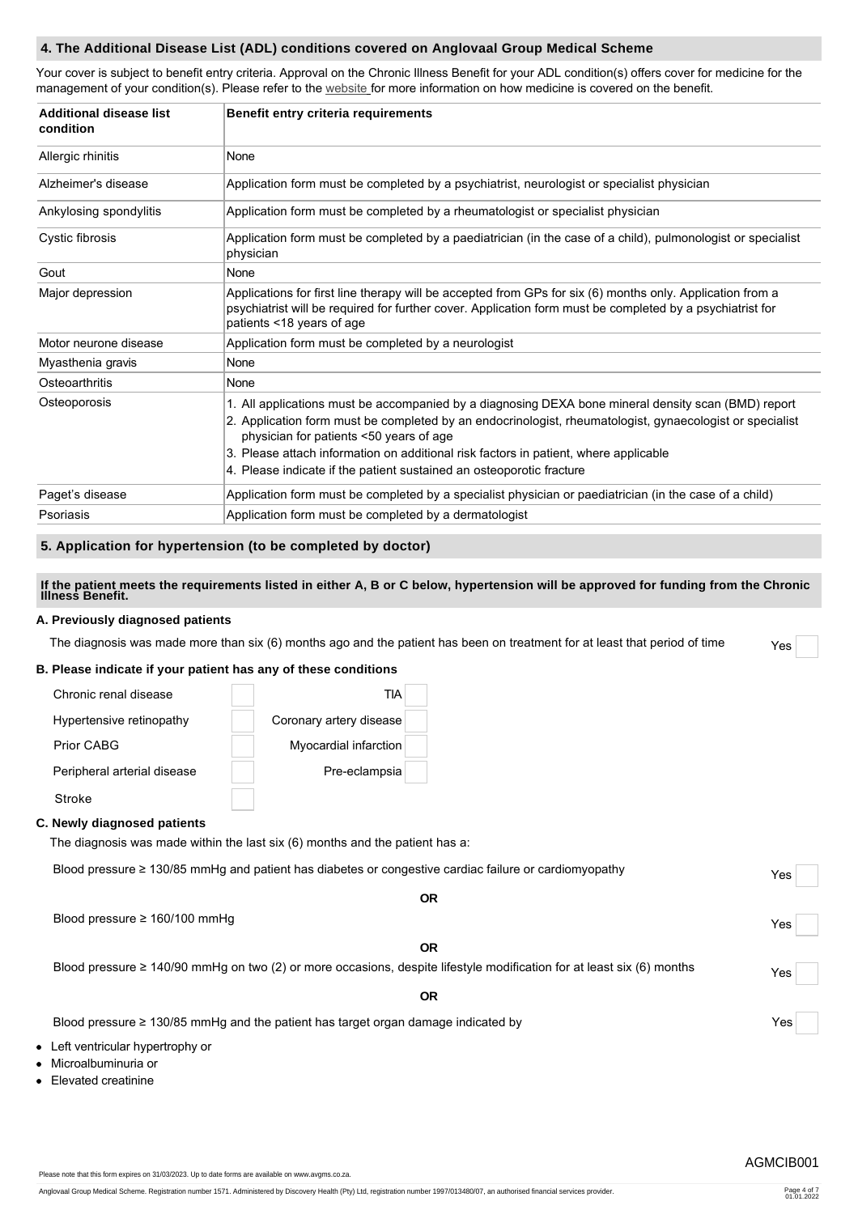## 4. The Additional Disease List (ADL) conditions covered on Anglovaal Group Medical Scheme

Your cover is subject to benefit entry criteria. Approval on the Chronic Illness Benefit for your ADL condition(s) offers cover for medicine for the management of your condition(s). Please refer to the website for more information on how medicine is covered on the benefit.

| Additional disease list condition | Benefit entry criteria requirements |
|---|---|
| Allergic rhinitis | None |
| Alzheimer's disease | Application form must be completed by a psychiatrist, neurologist or specialist physician |
| Ankylosing spondylitis | Application form must be completed by a rheumatologist or specialist physician |
| Cystic fibrosis | Application form must be completed by a paediatrician (in the case of a child), pulmonologist or specialist physician |
| Gout | None |
| Major depression | Applications for first line therapy will be accepted from GPs for six (6) months only. Application from a psychiatrist will be required for further cover. Application form must be completed by a psychiatrist for patients <18 years of age |
| Motor neurone disease | Application form must be completed by a neurologist |
| Myasthenia gravis | None |
| Osteoarthritis | None |
| Osteoporosis | 1. All applications must be accompanied by a diagnosing DEXA bone mineral density scan (BMD) report<br>2. Application form must be completed by an endocrinologist, rheumatologist, gynaecologist or specialist physician for patients <50 years of age<br>3. Please attach information on additional risk factors in patient, where applicable<br>4. Please indicate if the patient sustained an osteoporotic fracture |
| Paget's disease | Application form must be completed by a specialist physician or paediatrician (in the case of a child) |
| Psoriasis | Application form must be completed by a dermatologist |

## 5. Application for hypertension (to be completed by doctor)

**If the patient meets the requirements listed in either A, B or C below, hypertension will be approved for funding from the Chronic Illness Benefit.**

### A. Previously diagnosed patients

The diagnosis was made more than six (6) months ago and the patient has been on treatment for at least that period of time — Yes ☐

### B. Please indicate if your patient has any of these conditions

| | | | |
|---|---|---|---|
| Chronic renal disease | ☐ | TIA | ☐ |
| Hypertensive retinopathy | ☐ | Coronary artery disease | ☐ |
| Prior CABG | ☐ | Myocardial infarction | ☐ |
| Peripheral arterial disease | ☐ | Pre-eclampsia | ☐ |
| Stroke | ☐ | | |

### C. Newly diagnosed patients

The diagnosis was made within the last six (6) months and the patient has a:

Blood pressure ≥ 130/85 mmHg and patient has diabetes or congestive cardiac failure or cardiomyopathy — Yes ☐

**OR**

Blood pressure ≥ 160/100 mmHg — Yes ☐

**OR**

Blood pressure ≥ 140/90 mmHg on two (2) or more occasions, despite lifestyle modification for at least six (6) months — Yes ☐

**OR**

Blood pressure ≥ 130/85 mmHg and the patient has target organ damage indicated by — Yes ☐

- Left ventricular hypertrophy or
- Microalbuminuria or
- Elevated creatinine

Please note that this form expires on 31/03/2023. Up to date forms are available on www.avgms.co.za.

AGMCIB001

Anglovaal Group Medical Scheme. Registration number 1571. Administered by Discovery Health (Pty) Ltd, registration number 1997/013480/07, an authorised financial services provider.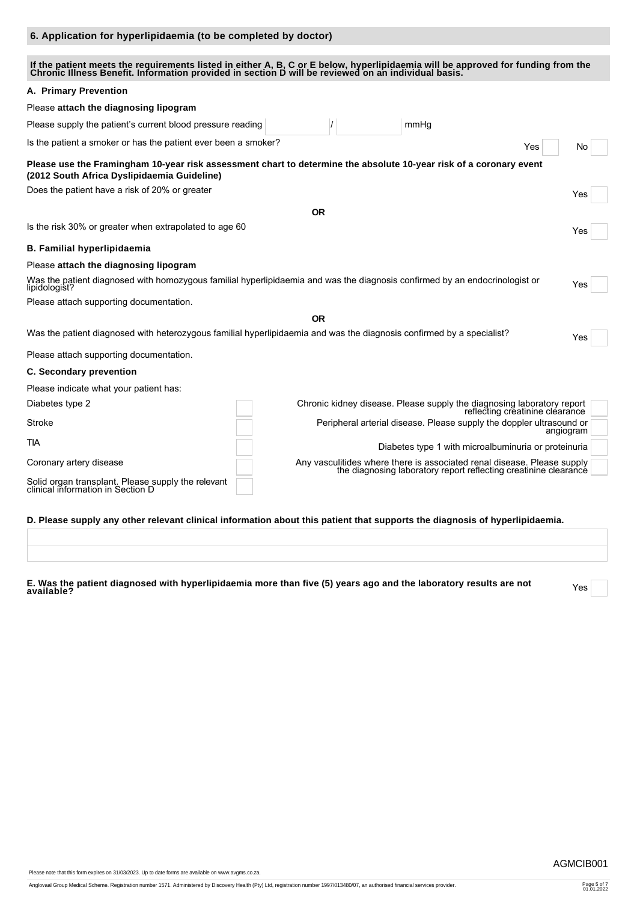## 6. Application for hyperlipidaemia (to be completed by doctor)

**If the patient meets the requirements listed in either A, B, C or E below, hyperlipidaemia will be approved for funding from the Chronic Illness Benefit. Information provided in section D will be reviewed on an individual basis.**

### A. Primary Prevention

Please **attach the diagnosing lipogram**

Please supply the patient's current blood pressure reading ______ / ______ mmHg

Is the patient a smoker or has the patient ever been a smoker? Yes ☐ No ☐

**Please use the Framingham 10-year risk assessment chart to determine the absolute 10-year risk of a coronary event (2012 South Africa Dyslipidaemia Guideline)**

Does the patient have a risk of 20% or greater Yes ☐

**OR**

Is the risk 30% or greater when extrapolated to age 60 Yes ☐

### B. Familial hyperlipidaemia

Please **attach the diagnosing lipogram**

Was the patient diagnosed with homozygous familial hyperlipidaemia and was the diagnosis confirmed by an endocrinologist or lipidologist? Yes ☐

Please attach supporting documentation.

**OR**

Was the patient diagnosed with heterozygous familial hyperlipidaemia and was the diagnosis confirmed by a specialist? Yes ☐

Please attach supporting documentation.

### C. Secondary prevention

Please indicate what your patient has:

| | | | |
|---|---|---|---|
| Diabetes type 2 | ☐ | Chronic kidney disease. Please supply the diagnosing laboratory report reflecting creatinine clearance | ☐ |
| Stroke | ☐ | Peripheral arterial disease. Please supply the doppler ultrasound or angiogram | ☐ |
| TIA | ☐ | Diabetes type 1 with microalbuminuria or proteinuria | ☐ |
| Coronary artery disease | ☐ | Any vasculitides where there is associated renal disease. Please supply the diagnosing laboratory report reflecting creatinine clearance | ☐ |
| Solid organ transplant. Please supply the relevant clinical information in Section D | ☐ | | |

### D. Please supply any other relevant clinical information about this patient that supports the diagnosis of hyperlipidaemia.

______________________________________________

______________________________________________

### E. Was the patient diagnosed with hyperlipidaemia more than five (5) years ago and the laboratory results are not available? Yes ☐

AGMCIB001

Please note that this form expires on 31/03/2023. Up to date forms are available on www.avgms.co.za.

Anglovaal Group Medical Scheme. Registration number 1571. Administered by Discovery Health (Pty) Ltd, registration number 1997/013480/07, an authorised financial services provider.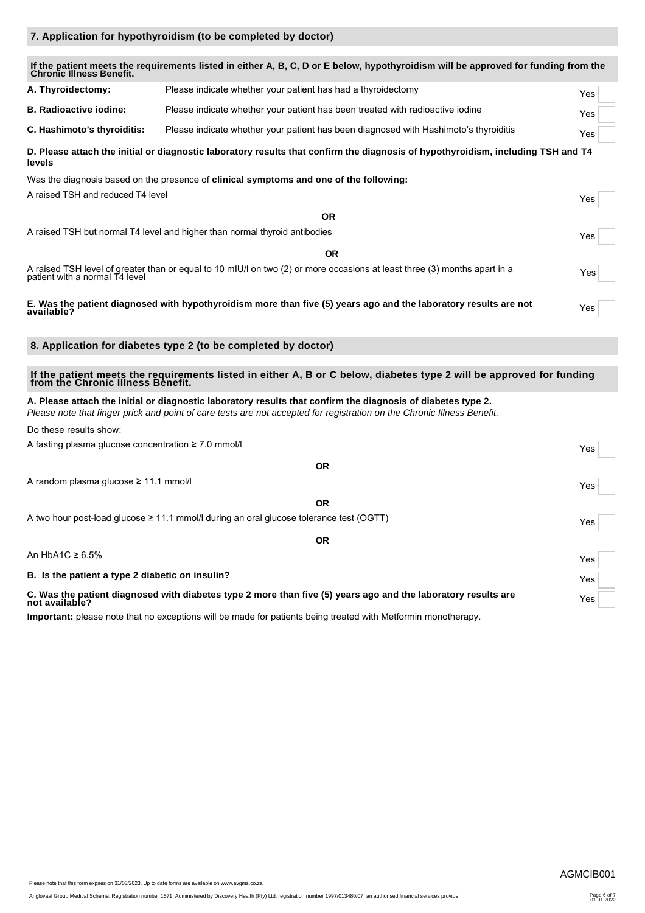## 7. Application for hypothyroidism (to be completed by doctor)

**If the patient meets the requirements listed in either A, B, C, D or E below, hypothyroidism will be approved for funding from the Chronic Illness Benefit.**

| | | |
|---|---|---|
| **A. Thyroidectomy:** | Please indicate whether your patient has had a thyroidectomy | Yes ☐ |
| **B. Radioactive iodine:** | Please indicate whether your patient has been treated with radioactive iodine | Yes ☐ |
| **C. Hashimoto's thyroiditis:** | Please indicate whether your patient has been diagnosed with Hashimoto's thyroiditis | Yes ☐ |

**D. Please attach the initial or diagnostic laboratory results that confirm the diagnosis of hypothyroidism, including TSH and T4 levels**

Was the diagnosis based on the presence of **clinical symptoms and one of the following:**

A raised TSH and reduced T4 level — Yes ☐

**OR**

A raised TSH but normal T4 level and higher than normal thyroid antibodies — Yes ☐

**OR**

A raised TSH level of greater than or equal to 10 mIU/l on two (2) or more occasions at least three (3) months apart in a patient with a normal T4 level — Yes ☐

**E. Was the patient diagnosed with hypothyroidism more than five (5) years ago and the laboratory results are not available?** — Yes ☐

## 8. Application for diabetes type 2 (to be completed by doctor)

**If the patient meets the requirements listed in either A, B or C below, diabetes type 2 will be approved for funding from the Chronic Illness Benefit.**

**A. Please attach the initial or diagnostic laboratory results that confirm the diagnosis of diabetes type 2.**
*Please note that finger prick and point of care tests are not accepted for registration on the Chronic Illness Benefit.*

Do these results show:

A fasting plasma glucose concentration ≥ 7.0 mmol/l — Yes ☐

**OR**

A random plasma glucose ≥ 11.1 mmol/l — Yes ☐

**OR**

A two hour post-load glucose ≥ 11.1 mmol/l during an oral glucose tolerance test (OGTT) — Yes ☐

**OR**

An HbA1C ≥ 6.5% — Yes ☐

**B. Is the patient a type 2 diabetic on insulin?** — Yes ☐

**C. Was the patient diagnosed with diabetes type 2 more than five (5) years ago and the laboratory results are not available?** — Yes ☐

**Important:** please note that no exceptions will be made for patients being treated with Metformin monotherapy.

AGMCIB001

Please note that this form expires on 31/03/2023. Up to date forms are available on www.avgms.co.za.

Anglovaal Group Medical Scheme. Registration number 1571. Administered by Discovery Health (Pty) Ltd, registration number 1997/013480/07, an authorised financial services provider.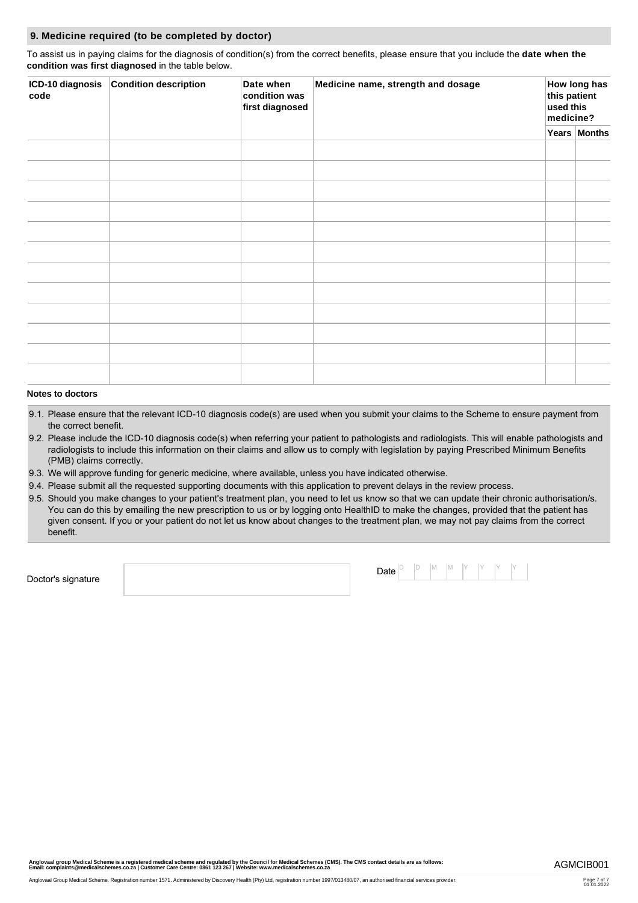## 9. Medicine required (to be completed by doctor)

To assist us in paying claims for the diagnosis of condition(s) from the correct benefits, please ensure that you include the **date when the condition was first diagnosed** in the table below.

| ICD-10 diagnosis code | Condition description | Date when condition was first diagnosed | Medicine name, strength and dosage | How long has this patient used this medicine? | |
|---|---|---|---|---|---|
| | | | | Years | Months |
| | | | | | |
| | | | | | |
| | | | | | |
| | | | | | |
| | | | | | |
| | | | | | |
| | | | | | |
| | | | | | |
| | | | | | |
| | | | | | |
| | | | | | |
| | | | | | |

**Notes to doctors**

9.1. Please ensure that the relevant ICD-10 diagnosis code(s) are used when you submit your claims to the Scheme to ensure payment from the correct benefit.

9.2. Please include the ICD-10 diagnosis code(s) when referring your patient to pathologists and radiologists. This will enable pathologists and radiologists to include this information on their claims and allow us to comply with legislation by paying Prescribed Minimum Benefits (PMB) claims correctly.

9.3. We will approve funding for generic medicine, where available, unless you have indicated otherwise.

9.4. Please submit all the requested supporting documents with this application to prevent delays in the review process.

9.5. Should you make changes to your patient's treatment plan, you need to let us know so that we can update their chronic authorisation/s. You can do this by emailing the new prescription to us or by logging onto HealthID to make the changes, provided that the patient has given consent. If you or your patient do not let us know about changes to the treatment plan, we may not pay claims from the correct benefit.

Doctor's signature ____________________ Date D D M M Y Y Y Y

**Anglovaal group Medical Scheme is a registered medical scheme and regulated by the Council for Medical Schemes (CMS). The CMS contact details are as follows:**
**Email: complaints@medicalschemes.co.za | Customer Care Centre: 0861 123 267 | Website: www.medicalschemes.co.za**

AGMCIB001

Anglovaal Group Medical Scheme. Registration number 1571. Administered by Discovery Health (Pty) Ltd, registration number 1997/013480/07, an authorised financial services provider.

01.01.2022